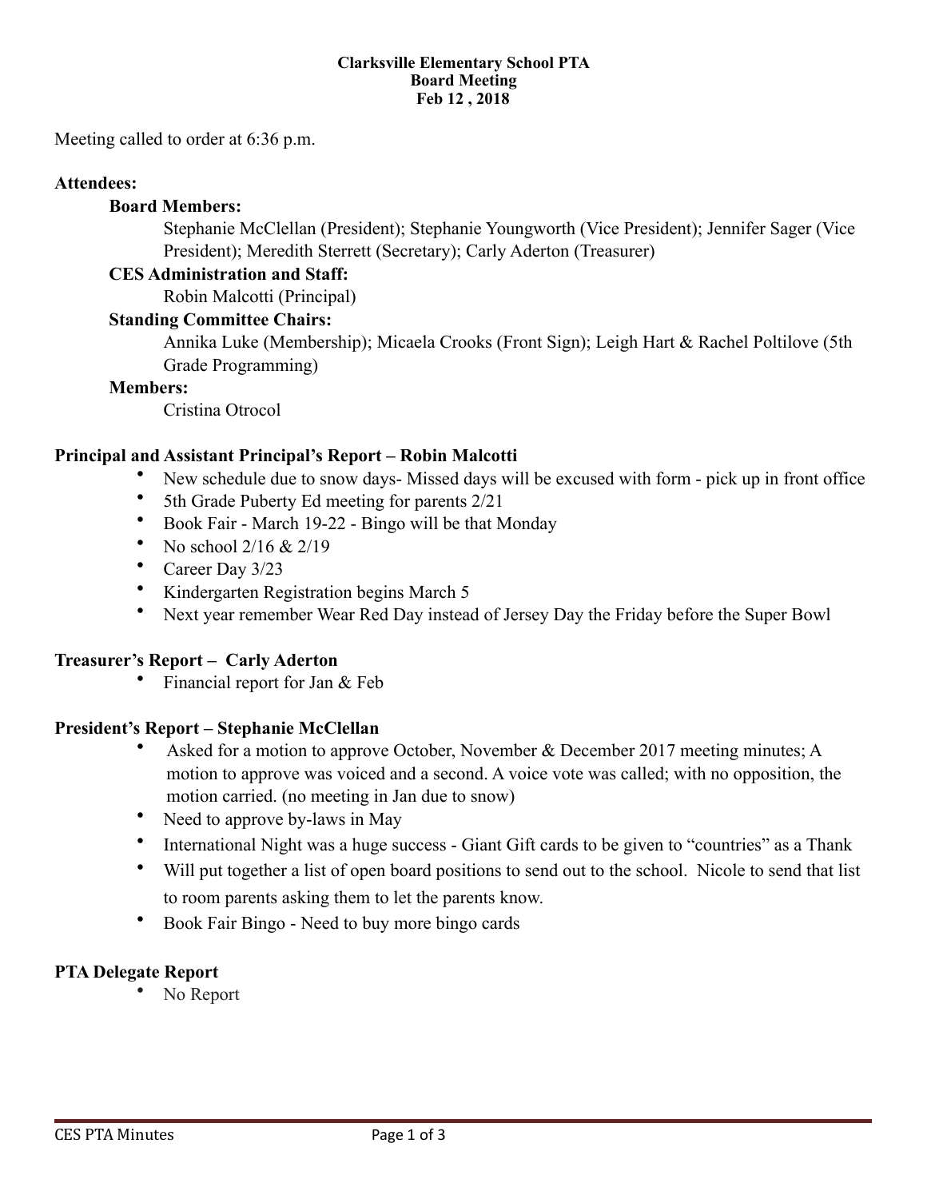**Clarksville Elementary School PTA**
**Board Meeting**
**Feb 12 , 2018**

Meeting called to order at 6:36 p.m.

**Attendees:**

**Board Members:**

Stephanie McClellan (President); Stephanie Youngworth (Vice President); Jennifer Sager (Vice President); Meredith Sterrett (Secretary); Carly Aderton (Treasurer)

**CES Administration and Staff:**

Robin Malcotti (Principal)

**Standing Committee Chairs:**

Annika Luke (Membership); Micaela Crooks (Front Sign); Leigh Hart & Rachel Poltilove (5th Grade Programming)

**Members:**

Cristina Otrocol

**Principal and Assistant Principal's Report – Robin Malcotti**

- New schedule due to snow days- Missed days will be excused with form - pick up in front office
- 5th Grade Puberty Ed meeting for parents 2/21
- Book Fair - March 19-22 - Bingo will be that Monday
- No school 2/16 & 2/19
- Career Day 3/23
- Kindergarten Registration begins March 5
- Next year remember Wear Red Day instead of Jersey Day the Friday before the Super Bowl

**Treasurer's Report – Carly Aderton**

- Financial report for Jan & Feb

**President's Report – Stephanie McClellan**

- Asked for a motion to approve October, November & December 2017 meeting minutes; A motion to approve was voiced and a second. A voice vote was called; with no opposition, the motion carried. (no meeting in Jan due to snow)
- Need to approve by-laws in May
- International Night was a huge success - Giant Gift cards to be given to "countries" as a Thank
- Will put together a list of open board positions to send out to the school. Nicole to send that list to room parents asking them to let the parents know.
- Book Fair Bingo - Need to buy more bingo cards

**PTA Delegate Report**

- No Report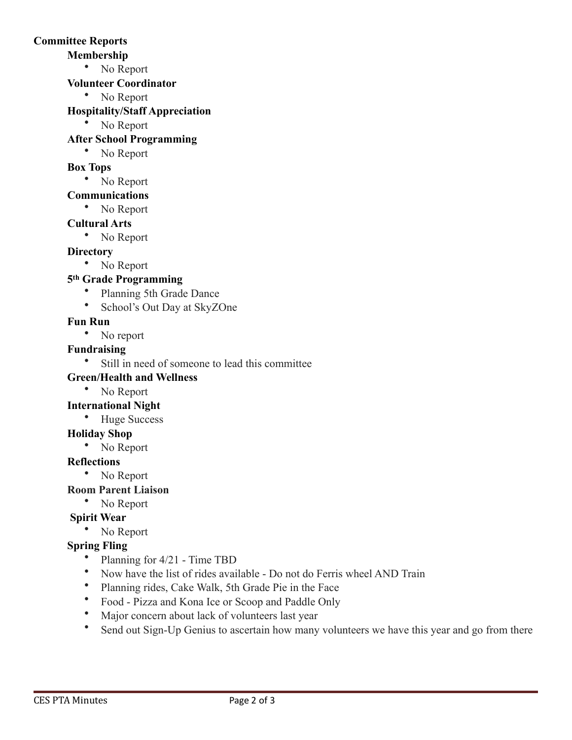**Committee Reports**

**Membership**

- No Report

**Volunteer Coordinator**

- No Report

**Hospitality/Staff Appreciation**

- No Report

**After School Programming**

- No Report

**Box Tops**

- No Report

**Communications**

- No Report

**Cultural Arts**

- No Report

**Directory**

- No Report

**5th Grade Programming**

- Planning 5th Grade Dance
- School's Out Day at SkyZOne

**Fun Run**

- No report

**Fundraising**

- Still in need of someone to lead this committee

**Green/Health and Wellness**

- No Report

**International Night**

- Huge Success

**Holiday Shop**

- No Report

**Reflections**

- No Report

**Room Parent Liaison**

- No Report

**Spirit Wear**

- No Report

**Spring Fling**

- Planning for 4/21 - Time TBD
- Now have the list of rides available - Do not do Ferris wheel AND Train
- Planning rides, Cake Walk, 5th Grade Pie in the Face
- Food - Pizza and Kona Ice or Scoop and Paddle Only
- Major concern about lack of volunteers last year
- Send out Sign-Up Genius to ascertain how many volunteers we have this year and go from there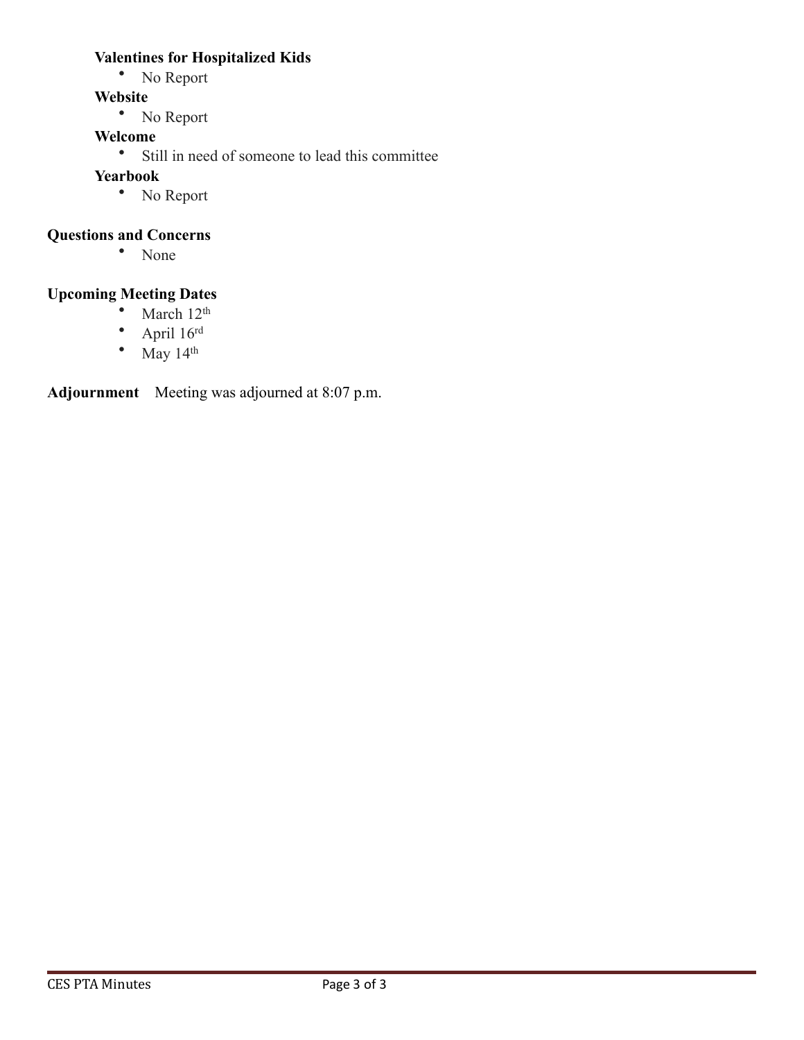**Valentines for Hospitalized Kids**

- No Report

**Website**

- No Report

**Welcome**

- Still in need of someone to lead this committee

**Yearbook**

- No Report

**Questions and Concerns**

- None

**Upcoming Meeting Dates**

- March 12th
- April 16rd
- May 14th

**Adjournment** Meeting was adjourned at 8:07 p.m.